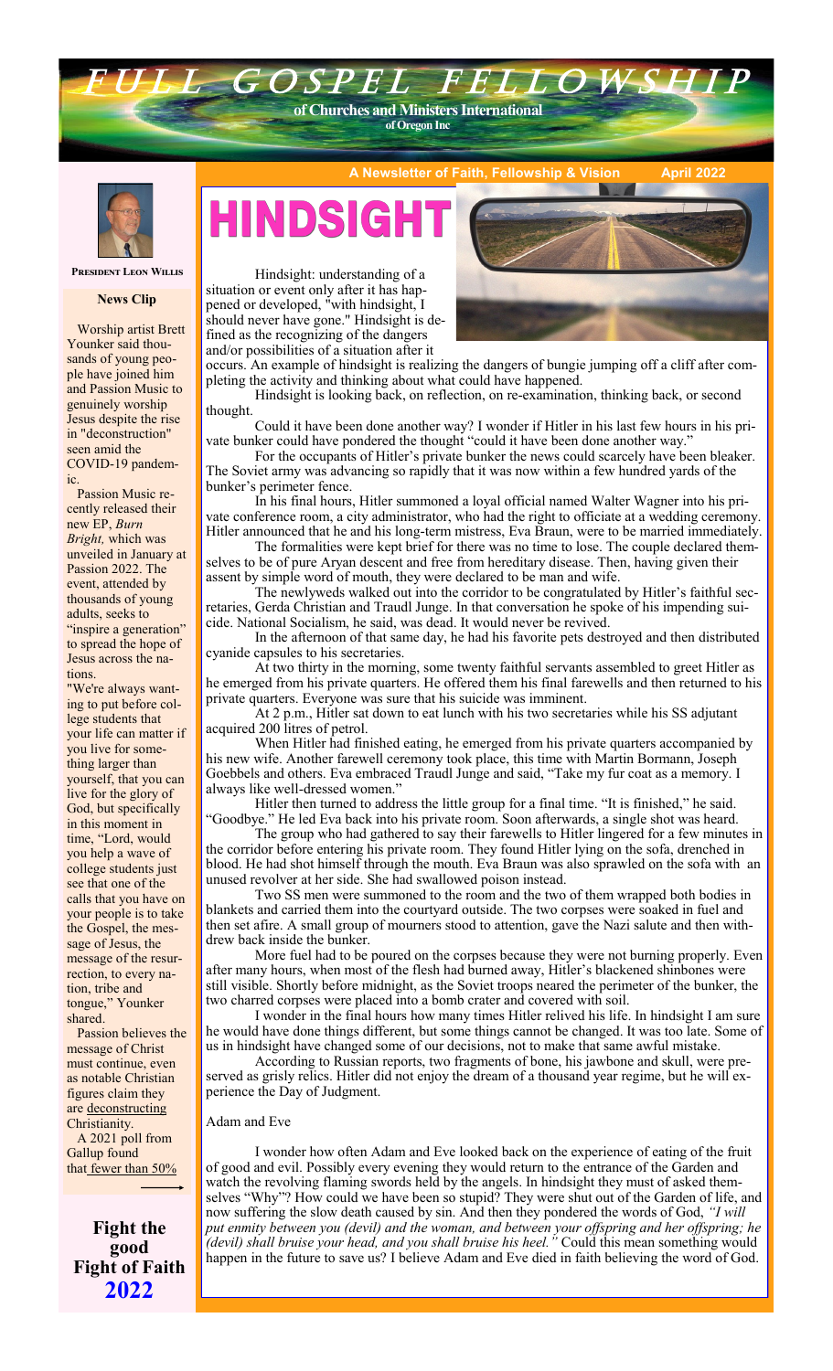# Full Gospel Fellowship

**of Churches and Ministers International**
**of Oregon Inc**

**A Newsletter of Faith, Fellowship & Vision** **April 2022**

**President Leon Willis**

### News Clip

Worship artist Brett Younker said thousands of young people have joined him and Passion Music to genuinely worship Jesus despite the rise in "deconstruction" seen amid the COVID-19 pandemic.

Passion Music recently released their new EP, *Burn Bright,* which was unveiled in January at Passion 2022. The event, attended by thousands of young adults, seeks to "inspire a generation" to spread the hope of Jesus across the nations.

"We're always wanting to put before college students that your life can matter if you live for something larger than yourself, that you can live for the glory of God, but specifically in this moment in time, "Lord, would you help a wave of college students just see that one of the calls that you have on your people is to take the Gospel, the message of Jesus, the message of the resurrection, to every nation, tribe and tongue," Younker shared.

Passion believes the message of Christ must continue, even as notable Christian figures claim they are deconstructing Christianity.

A 2021 poll from Gallup found that fewer than 50%

**Fight the good Fight of Faith 2022**

# HINDSIGHT

Hindsight: understanding of a situation or event only after it has happened or developed, "with hindsight, I should never have gone." Hindsight is defined as the recognizing of the dangers and/or possibilities of a situation after it occurs. An example of hindsight is realizing the dangers of bungie jumping off a cliff after completing the activity and thinking about what could have happened.

Hindsight is looking back, on reflection, on re-examination, thinking back, or second thought.

Could it have been done another way? I wonder if Hitler in his last few hours in his private bunker could have pondered the thought "could it have been done another way."

For the occupants of Hitler's private bunker the news could scarcely have been bleaker. The Soviet army was advancing so rapidly that it was now within a few hundred yards of the bunker's perimeter fence.

In his final hours, Hitler summoned a loyal official named Walter Wagner into his private conference room, a city administrator, who had the right to officiate at a wedding ceremony. Hitler announced that he and his long-term mistress, Eva Braun, were to be married immediately.

The formalities were kept brief for there was no time to lose. The couple declared themselves to be of pure Aryan descent and free from hereditary disease. Then, having given their assent by simple word of mouth, they were declared to be man and wife.

The newlyweds walked out into the corridor to be congratulated by Hitler's faithful secretaries, Gerda Christian and Traudl Junge. In that conversation he spoke of his impending suicide. National Socialism, he said, was dead. It would never be revived.

In the afternoon of that same day, he had his favorite pets destroyed and then distributed cyanide capsules to his secretaries.

At two thirty in the morning, some twenty faithful servants assembled to greet Hitler as he emerged from his private quarters. He offered them his final farewells and then returned to his private quarters. Everyone was sure that his suicide was imminent.

At 2 p.m., Hitler sat down to eat lunch with his two secretaries while his SS adjutant acquired 200 litres of petrol.

When Hitler had finished eating, he emerged from his private quarters accompanied by his new wife. Another farewell ceremony took place, this time with Martin Bormann, Joseph Goebbels and others. Eva embraced Traudl Junge and said, "Take my fur coat as a memory. I always like well-dressed women."

Hitler then turned to address the little group for a final time. "It is finished," he said. "Goodbye." He led Eva back into his private room. Soon afterwards, a single shot was heard.

The group who had gathered to say their farewells to Hitler lingered for a few minutes in the corridor before entering his private room. They found Hitler lying on the sofa, drenched in blood. He had shot himself through the mouth. Eva Braun was also sprawled on the sofa with an unused revolver at her side. She had swallowed poison instead.

Two SS men were summoned to the room and the two of them wrapped both bodies in blankets and carried them into the courtyard outside. The two corpses were soaked in fuel and then set afire. A small group of mourners stood to attention, gave the Nazi salute and then withdrew back inside the bunker.

More fuel had to be poured on the corpses because they were not burning properly. Even after many hours, when most of the flesh had burned away, Hitler's blackened shinbones were still visible. Shortly before midnight, as the Soviet troops neared the perimeter of the bunker, the two charred corpses were placed into a bomb crater and covered with soil.

I wonder in the final hours how many times Hitler relived his life. In hindsight I am sure he would have done things different, but some things cannot be changed. It was too late. Some of us in hindsight have changed some of our decisions, not to make that same awful mistake.

According to Russian reports, two fragments of bone, his jawbone and skull, were preserved as grisly relics. Hitler did not enjoy the dream of a thousand year regime, but he will experience the Day of Judgment.

Adam and Eve

I wonder how often Adam and Eve looked back on the experience of eating of the fruit of good and evil. Possibly every evening they would return to the entrance of the Garden and watch the revolving flaming swords held by the angels. In hindsight they must of asked themselves "Why"? How could we have been so stupid? They were shut out of the Garden of life, and now suffering the slow death caused by sin. And then they pondered the words of God, *"I will put enmity between you (devil) and the woman, and between your offspring and her offspring; he (devil) shall bruise your head, and you shall bruise his heel."* Could this mean something would happen in the future to save us? I believe Adam and Eve died in faith believing the word of God.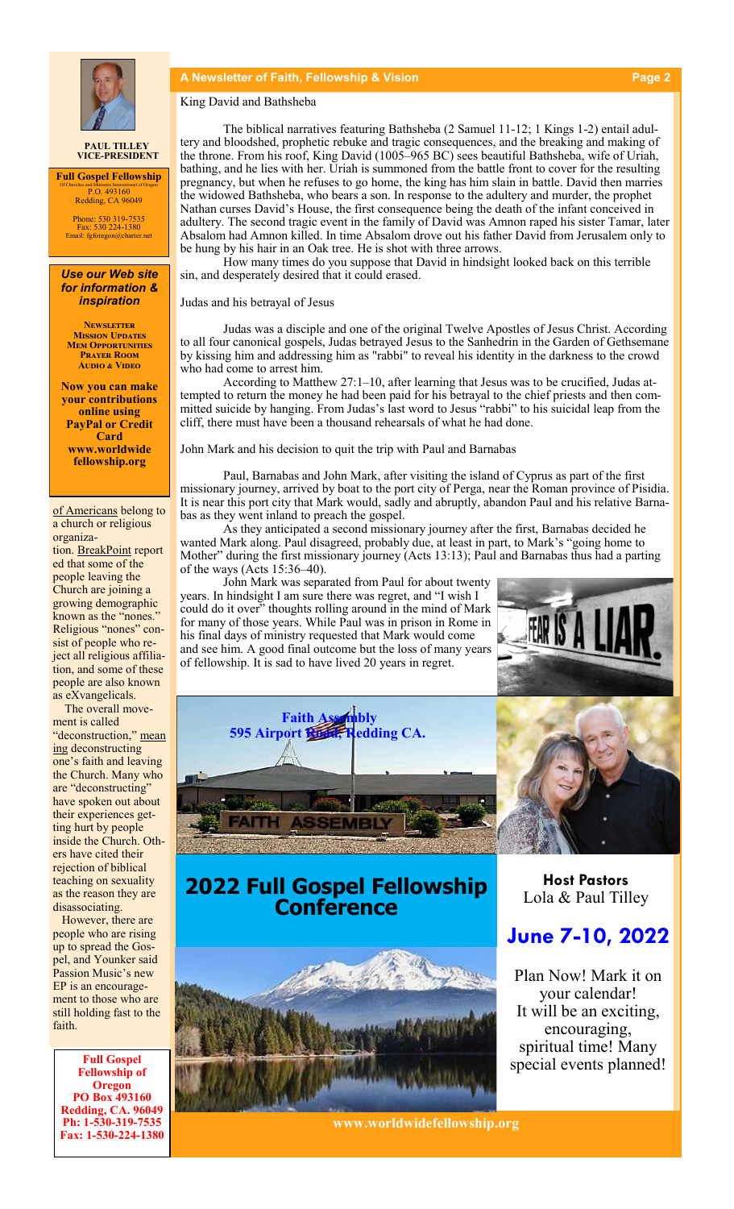**PAUL TILLEY**
**VICE-PRESIDENT**

**Full Gospel Fellowship**
Of Churches and Ministers International of Oregon
P.O. 493160
Redding, CA 96049

Phone: 530 319-7535
Fax: 530 224-1380
Email: fgforegon@charter.net

***Use our Web site for information & inspiration***

**Newsletter**
**Mission Updates**
**Mem Opportunities**
**Prayer Room**
**Audio & Video**

**Now you can make your contributions online using PayPal or Credit Card www.worldwide fellowship.org**

of Americans belong to a church or religious organization. BreakPoint reported that some of the people leaving the Church are joining a growing demographic known as the "nones." Religious "nones" consist of people who reject all religious affiliation, and some of these people are also known as eXvangelicals.

The overall movement is called "deconstruction," meaning deconstructing one's faith and leaving the Church. Many who are "deconstructing" have spoken out about their experiences getting hurt by people inside the Church. Others have cited their rejection of biblical teaching on sexuality as the reason they are disassociating.

However, there are people who are rising up to spread the Gospel, and Younker said Passion Music's new EP is an encouragement to those who are still holding fast to the faith.

**Full Gospel Fellowship of Oregon**
**PO Box 493160**
**Redding, CA. 96049**
**Ph: 1-530-319-7535**
**Fax: 1-530-224-1380**

King David and Bathsheba

The biblical narratives featuring Bathsheba (2 Samuel 11-12; 1 Kings 1-2) entail adultery and bloodshed, prophetic rebuke and tragic consequences, and the breaking and making of the throne. From his roof, King David (1005–965 BC) sees beautiful Bathsheba, wife of Uriah, bathing, and he lies with her. Uriah is summoned from the battle front to cover for the resulting pregnancy, but when he refuses to go home, the king has him slain in battle. David then marries the widowed Bathsheba, who bears a son. In response to the adultery and murder, the prophet Nathan curses David's House, the first consequence being the death of the infant conceived in adultery. The second tragic event in the family of David was Amnon raped his sister Tamar, later Absalom had Amnon killed. In time Absalom drove out his father David from Jerusalem only to be hung by his hair in an Oak tree. He is shot with three arrows.

How many times do you suppose that David in hindsight looked back on this terrible sin, and desperately desired that it could erased.

Judas and his betrayal of Jesus

Judas was a disciple and one of the original Twelve Apostles of Jesus Christ. According to all four canonical gospels, Judas betrayed Jesus to the Sanhedrin in the Garden of Gethsemane by kissing him and addressing him as "rabbi" to reveal his identity in the darkness to the crowd who had come to arrest him.

According to Matthew 27:1–10, after learning that Jesus was to be crucified, Judas attempted to return the money he had been paid for his betrayal to the chief priests and then committed suicide by hanging. From Judas's last word to Jesus "rabbi" to his suicidal leap from the cliff, there must have been a thousand rehearsals of what he had done.

John Mark and his decision to quit the trip with Paul and Barnabas

Paul, Barnabas and John Mark, after visiting the island of Cyprus as part of the first missionary journey, arrived by boat to the port city of Perga, near the Roman province of Pisidia. It is near this port city that Mark would, sadly and abruptly, abandon Paul and his relative Barnabas as they went inland to preach the gospel.

As they anticipated a second missionary journey after the first, Barnabas decided he wanted Mark along. Paul disagreed, probably due, at least in part, to Mark's "going home to Mother" during the first missionary journey (Acts 13:13); Paul and Barnabas thus had a parting of the ways (Acts 15:36–40).

John Mark was separated from Paul for about twenty years. In hindsight I am sure there was regret, and "I wish I could do it over" thoughts rolling around in the mind of Mark for many of those years. While Paul was in prison in Rome in his final days of ministry requested that Mark would come and see him. A good final outcome but the loss of many years of fellowship. It is sad to have lived 20 years in regret.

FEAR IS A LIAR.

**Faith Assembly**
**595 Airport Road, Redding CA.**

## 2022 Full Gospel Fellowship Conference

**Host Pastors**
Lola & Paul Tilley

## June 7-10, 2022

Plan Now! Mark it on your calendar!
It will be an exciting, encouraging, spiritual time! Many special events planned!

**www.worldwidefellowship.org**